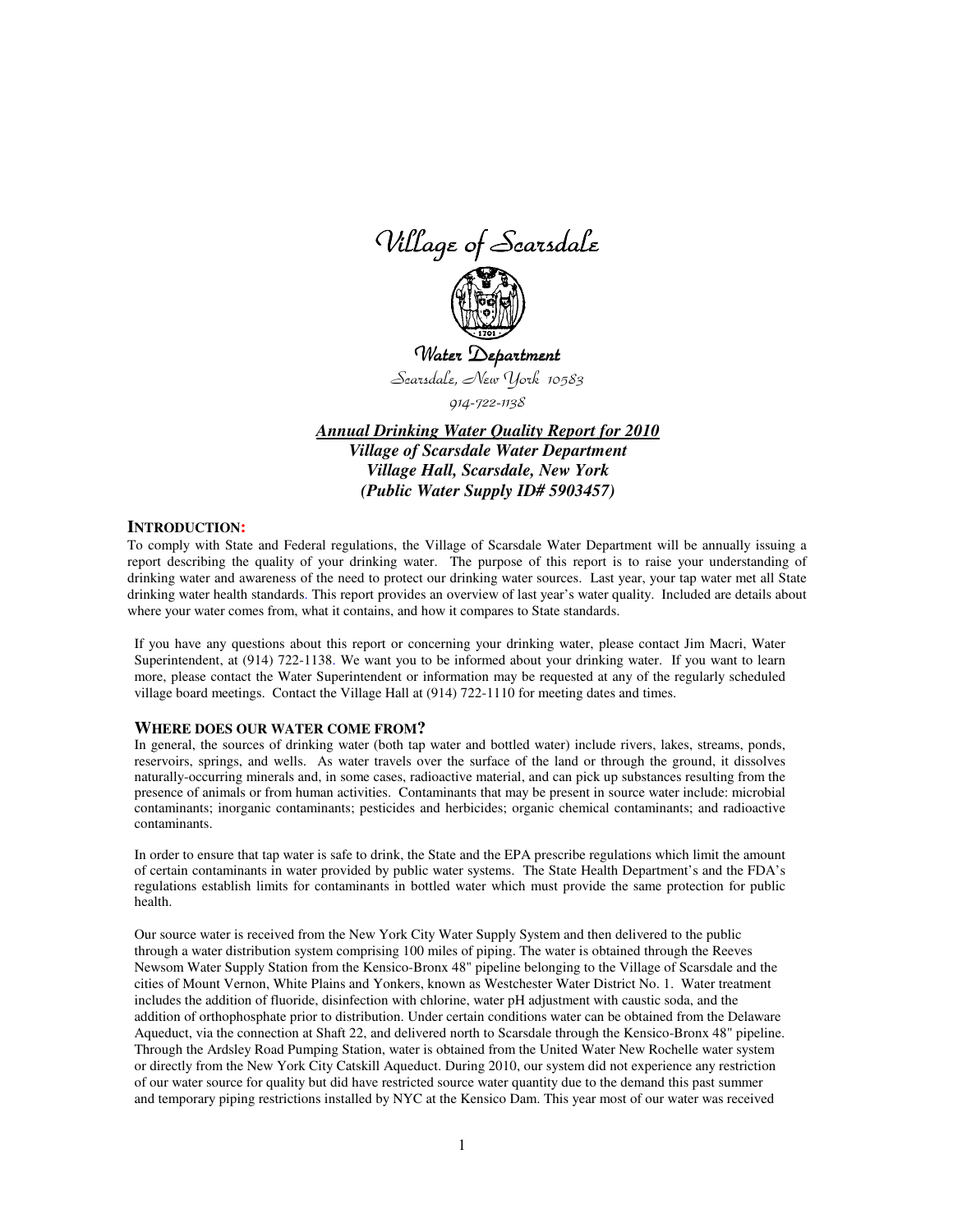# Village of Scarsdale

## Water Department

Scarsdale, New York 10583

914-722-1138

***Annual Drinking Water Quality Report for 2010***
***Village of Scarsdale Water Department***
***Village Hall, Scarsdale, New York***
***(Public Water Supply ID# 5903457)***

### INTRODUCTION:

To comply with State and Federal regulations, the Village of Scarsdale Water Department will be annually issuing a report describing the quality of your drinking water. The purpose of this report is to raise your understanding of drinking water and awareness of the need to protect our drinking water sources. Last year, your tap water met all State drinking water health standards. This report provides an overview of last year's water quality. Included are details about where your water comes from, what it contains, and how it compares to State standards.

If you have any questions about this report or concerning your drinking water, please contact Jim Macri, Water Superintendent, at (914) 722-1138. We want you to be informed about your drinking water. If you want to learn more, please contact the Water Superintendent or information may be requested at any of the regularly scheduled village board meetings. Contact the Village Hall at (914) 722-1110 for meeting dates and times.

### WHERE DOES OUR WATER COME FROM?

In general, the sources of drinking water (both tap water and bottled water) include rivers, lakes, streams, ponds, reservoirs, springs, and wells. As water travels over the surface of the land or through the ground, it dissolves naturally-occurring minerals and, in some cases, radioactive material, and can pick up substances resulting from the presence of animals or from human activities. Contaminants that may be present in source water include: microbial contaminants; inorganic contaminants; pesticides and herbicides; organic chemical contaminants; and radioactive contaminants.

In order to ensure that tap water is safe to drink, the State and the EPA prescribe regulations which limit the amount of certain contaminants in water provided by public water systems. The State Health Department's and the FDA's regulations establish limits for contaminants in bottled water which must provide the same protection for public health.

Our source water is received from the New York City Water Supply System and then delivered to the public through a water distribution system comprising 100 miles of piping. The water is obtained through the Reeves Newsom Water Supply Station from the Kensico-Bronx 48" pipeline belonging to the Village of Scarsdale and the cities of Mount Vernon, White Plains and Yonkers, known as Westchester Water District No. 1. Water treatment includes the addition of fluoride, disinfection with chlorine, water pH adjustment with caustic soda, and the addition of orthophosphate prior to distribution. Under certain conditions water can be obtained from the Delaware Aqueduct, via the connection at Shaft 22, and delivered north to Scarsdale through the Kensico-Bronx 48" pipeline. Through the Ardsley Road Pumping Station, water is obtained from the United Water New Rochelle water system or directly from the New York City Catskill Aqueduct. During 2010, our system did not experience any restriction of our water source for quality but did have restricted source water quantity due to the demand this past summer and temporary piping restrictions installed by NYC at the Kensico Dam. This year most of our water was received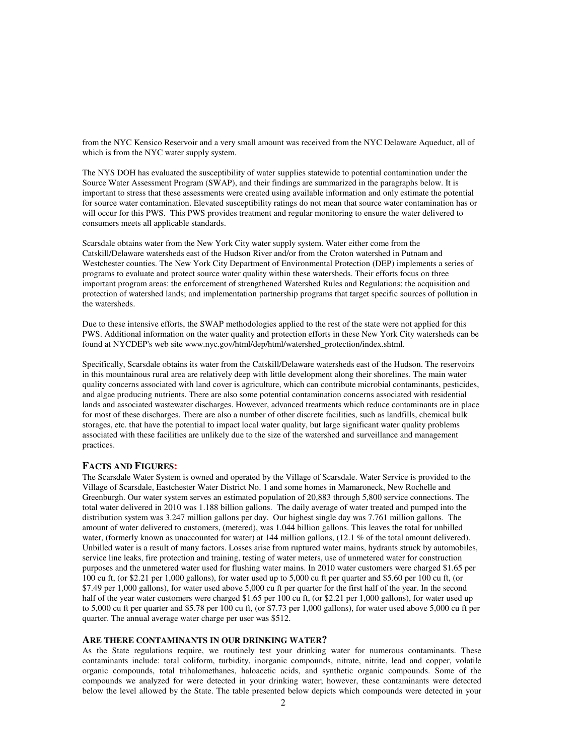from the NYC Kensico Reservoir and a very small amount was received from the NYC Delaware Aqueduct, all of which is from the NYC water supply system.

The NYS DOH has evaluated the susceptibility of water supplies statewide to potential contamination under the Source Water Assessment Program (SWAP), and their findings are summarized in the paragraphs below. It is important to stress that these assessments were created using available information and only estimate the potential for source water contamination. Elevated susceptibility ratings do not mean that source water contamination has or will occur for this PWS. This PWS provides treatment and regular monitoring to ensure the water delivered to consumers meets all applicable standards.

Scarsdale obtains water from the New York City water supply system. Water either come from the Catskill/Delaware watersheds east of the Hudson River and/or from the Croton watershed in Putnam and Westchester counties. The New York City Department of Environmental Protection (DEP) implements a series of programs to evaluate and protect source water quality within these watersheds. Their efforts focus on three important program areas: the enforcement of strengthened Watershed Rules and Regulations; the acquisition and protection of watershed lands; and implementation partnership programs that target specific sources of pollution in the watersheds.

Due to these intensive efforts, the SWAP methodologies applied to the rest of the state were not applied for this PWS. Additional information on the water quality and protection efforts in these New York City watersheds can be found at NYCDEP's web site www.nyc.gov/html/dep/html/watershed_protection/index.shtml.

Specifically, Scarsdale obtains its water from the Catskill/Delaware watersheds east of the Hudson. The reservoirs in this mountainous rural area are relatively deep with little development along their shorelines. The main water quality concerns associated with land cover is agriculture, which can contribute microbial contaminants, pesticides, and algae producing nutrients. There are also some potential contamination concerns associated with residential lands and associated wastewater discharges. However, advanced treatments which reduce contaminants are in place for most of these discharges. There are also a number of other discrete facilities, such as landfills, chemical bulk storages, etc. that have the potential to impact local water quality, but large significant water quality problems associated with these facilities are unlikely due to the size of the watershed and surveillance and management practices.

## FACTS AND FIGURES:

The Scarsdale Water System is owned and operated by the Village of Scarsdale. Water Service is provided to the Village of Scarsdale, Eastchester Water District No. 1 and some homes in Mamaroneck, New Rochelle and Greenburgh. Our water system serves an estimated population of 20,883 through 5,800 service connections. The total water delivered in 2010 was 1.188 billion gallons. The daily average of water treated and pumped into the distribution system was 3.247 million gallons per day. Our highest single day was 7.761 million gallons. The amount of water delivered to customers, (metered), was 1.044 billion gallons. This leaves the total for unbilled water, (formerly known as unaccounted for water) at 144 million gallons, (12.1 % of the total amount delivered). Unbilled water is a result of many factors. Losses arise from ruptured water mains, hydrants struck by automobiles, service line leaks, fire protection and training, testing of water meters, use of unmetered water for construction purposes and the unmetered water used for flushing water mains. In 2010 water customers were charged $1.65 per 100 cu ft, (or $2.21 per 1,000 gallons), for water used up to 5,000 cu ft per quarter and $5.60 per 100 cu ft, (or $7.49 per 1,000 gallons), for water used above 5,000 cu ft per quarter for the first half of the year. In the second half of the year water customers were charged $1.65 per 100 cu ft, (or $2.21 per 1,000 gallons), for water used up to 5,000 cu ft per quarter and $5.78 per 100 cu ft, (or $7.73 per 1,000 gallons), for water used above 5,000 cu ft per quarter. The annual average water charge per user was $512.

## ARE THERE CONTAMINANTS IN OUR DRINKING WATER?

As the State regulations require, we routinely test your drinking water for numerous contaminants. These contaminants include: total coliform, turbidity, inorganic compounds, nitrate, nitrite, lead and copper, volatile organic compounds, total trihalomethanes, haloacetic acids, and synthetic organic compounds. Some of the compounds we analyzed for were detected in your drinking water; however, these contaminants were detected below the level allowed by the State. The table presented below depicts which compounds were detected in your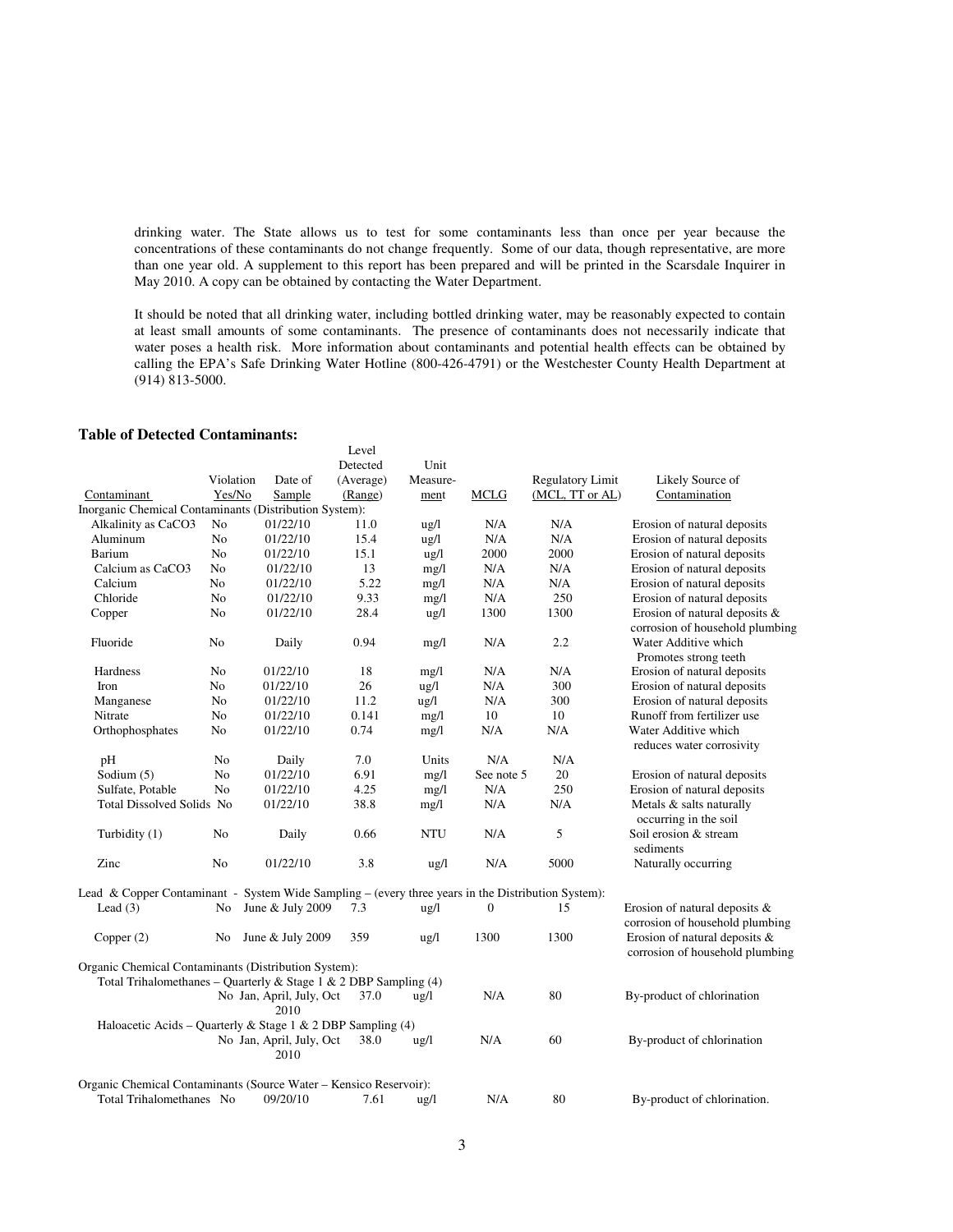drinking water. The State allows us to test for some contaminants less than once per year because the concentrations of these contaminants do not change frequently. Some of our data, though representative, are more than one year old. A supplement to this report has been prepared and will be printed in the Scarsdale Inquirer in May 2010. A copy can be obtained by contacting the Water Department.

It should be noted that all drinking water, including bottled drinking water, may be reasonably expected to contain at least small amounts of some contaminants. The presence of contaminants does not necessarily indicate that water poses a health risk. More information about contaminants and potential health effects can be obtained by calling the EPA's Safe Drinking Water Hotline (800-426-4791) or the Westchester County Health Department at (914) 813-5000.

**Table of Detected Contaminants:**

| Contaminant | Violation Yes/No | Date of Sample | Level Detected (Average) (Range) | Unit Measure-ment | MCLG | Regulatory Limit (MCL, TT or AL) | Likely Source of Contamination |
|---|---|---|---|---|---|---|---|
| **Inorganic Chemical Contaminants (Distribution System):** | | | | | | | |
| Alkalinity as CaCO3 | No | 01/22/10 | 11.0 | ug/l | N/A | N/A | Erosion of natural deposits |
| Aluminum | No | 01/22/10 | 15.4 | ug/l | N/A | N/A | Erosion of natural deposits |
| Barium | No | 01/22/10 | 15.1 | ug/l | 2000 | 2000 | Erosion of natural deposits |
| Calcium as CaCO3 | No | 01/22/10 | 13 | mg/l | N/A | N/A | Erosion of natural deposits |
| Calcium | No | 01/22/10 | 5.22 | mg/l | N/A | N/A | Erosion of natural deposits |
| Chloride | No | 01/22/10 | 9.33 | mg/l | N/A | 250 | Erosion of natural deposits |
| Copper | No | 01/22/10 | 28.4 | ug/l | 1300 | 1300 | Erosion of natural deposits & corrosion of household plumbing |
| Fluoride | No | Daily | 0.94 | mg/l | N/A | 2.2 | Water Additive which Promotes strong teeth |
| Hardness | No | 01/22/10 | 18 | mg/l | N/A | N/A | Erosion of natural deposits |
| Iron | No | 01/22/10 | 26 | ug/l | N/A | 300 | Erosion of natural deposits |
| Manganese | No | 01/22/10 | 11.2 | ug/l | N/A | 300 | Erosion of natural deposits |
| Nitrate | No | 01/22/10 | 0.141 | mg/l | 10 | 10 | Runoff from fertilizer use |
| Orthophosphates | No | 01/22/10 | 0.74 | mg/l | N/A | N/A | Water Additive which reduces water corrosivity |
| pH | No | Daily | 7.0 | Units | N/A | N/A | |
| Sodium (5) | No | 01/22/10 | 6.91 | mg/l | See note 5 | 20 | Erosion of natural deposits |
| Sulfate, Potable | No | 01/22/10 | 4.25 | mg/l | N/A | 250 | Erosion of natural deposits |
| Total Dissolved Solids | No | 01/22/10 | 38.8 | mg/l | N/A | N/A | Metals & salts naturally occurring in the soil |
| Turbidity (1) | No | Daily | 0.66 | NTU | N/A | 5 | Soil erosion & stream sediments |
| Zinc | No | 01/22/10 | 3.8 | ug/l | N/A | 5000 | Naturally occurring |
| **Lead & Copper Contaminant - System Wide Sampling – (every three years in the Distribution System):** | | | | | | | |
| Lead (3) | No | June & July 2009 | 7.3 | ug/l | 0 | 15 | Erosion of natural deposits & corrosion of household plumbing |
| Copper (2) | No | June & July 2009 | 359 | ug/l | 1300 | 1300 | Erosion of natural deposits & corrosion of household plumbing |
| **Organic Chemical Contaminants (Distribution System):** | | | | | | | |
| Total Trihalomethanes – Quarterly & Stage 1 & 2 DBP Sampling (4) | No | Jan, April, July, Oct 2010 | 37.0 | ug/l | N/A | 80 | By-product of chlorination |
| Haloacetic Acids – Quarterly & Stage 1 & 2 DBP Sampling (4) | No | Jan, April, July, Oct 2010 | 38.0 | ug/l | N/A | 60 | By-product of chlorination |
| **Organic Chemical Contaminants (Source Water – Kensico Reservoir):** | | | | | | | |
| Total Trihalomethanes | No | 09/20/10 | 7.61 | ug/l | N/A | 80 | By-product of chlorination. |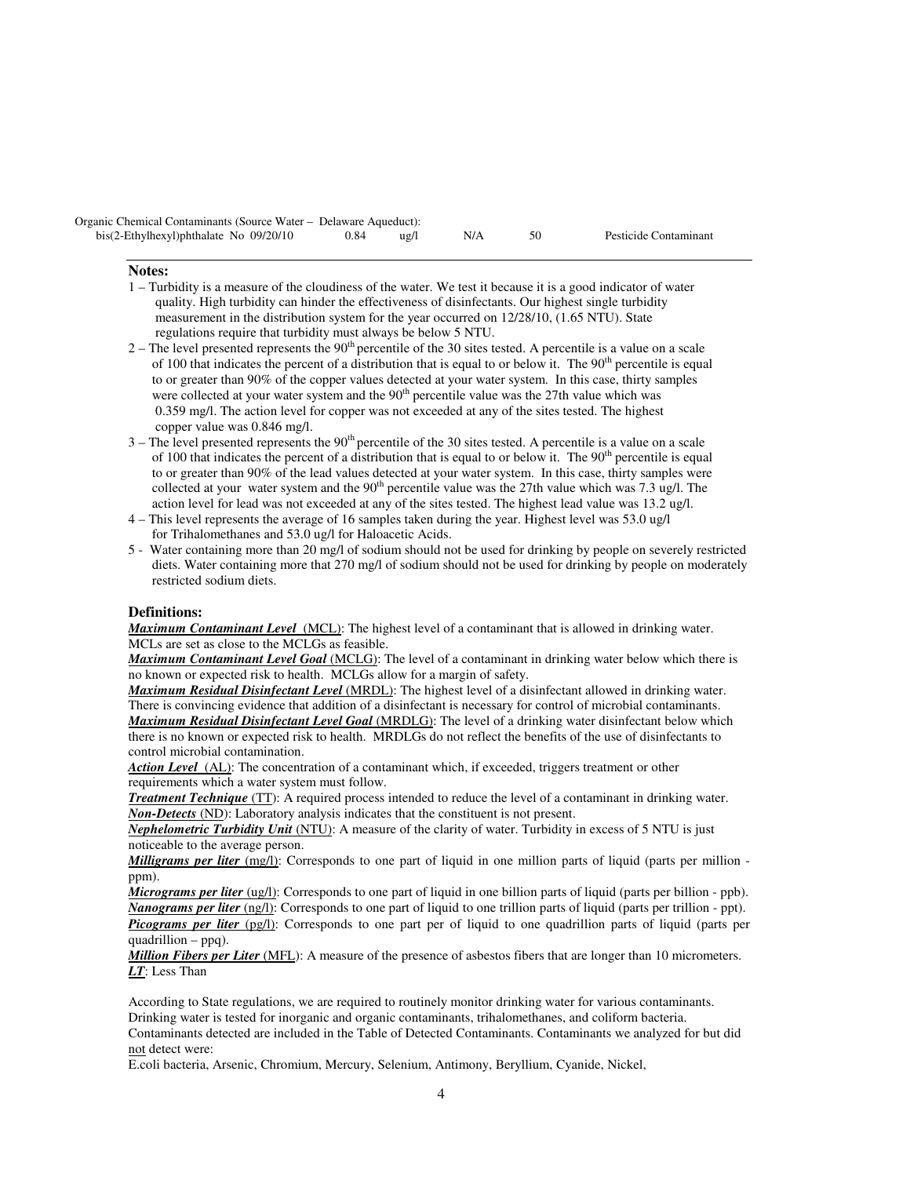| | | | | | | |
|---|---|---|---|---|---|---|
| Organic Chemical Contaminants (Source Water – Delaware Aqueduct): | | | | | | |
| bis(2-Ethylhexyl)phthalate | No | 09/20/10 | 0.84 | ug/l | N/A | 50 | Pesticide Contaminant |

**Notes:**

1 – Turbidity is a measure of the cloudiness of the water. We test it because it is a good indicator of water quality. High turbidity can hinder the effectiveness of disinfectants. Our highest single turbidity measurement in the distribution system for the year occurred on 12/28/10, (1.65 NTU). State regulations require that turbidity must always be below 5 NTU.

2 – The level presented represents the 90th percentile of the 30 sites tested. A percentile is a value on a scale of 100 that indicates the percent of a distribution that is equal to or below it. The 90th percentile is equal to or greater than 90% of the copper values detected at your water system. In this case, thirty samples were collected at your water system and the 90th percentile value was the 27th value which was 0.359 mg/l. The action level for copper was not exceeded at any of the sites tested. The highest copper value was 0.846 mg/l.

3 – The level presented represents the 90th percentile of the 30 sites tested. A percentile is a value on a scale of 100 that indicates the percent of a distribution that is equal to or below it. The 90th percentile is equal to or greater than 90% of the lead values detected at your water system. In this case, thirty samples were collected at your water system and the 90th percentile value was the 27th value which was 7.3 ug/l. The action level for lead was not exceeded at any of the sites tested. The highest lead value was 13.2 ug/l.

4 – This level represents the average of 16 samples taken during the year. Highest level was 53.0 ug/l for Trihalomethanes and 53.0 ug/l for Haloacetic Acids.

5 - Water containing more than 20 mg/l of sodium should not be used for drinking by people on severely restricted diets. Water containing more that 270 mg/l of sodium should not be used for drinking by people on moderately restricted sodium diets.

### Definitions:

***Maximum Contaminant Level*** (MCL): The highest level of a contaminant that is allowed in drinking water. MCLs are set as close to the MCLGs as feasible.

***Maximum Contaminant Level Goal*** (MCLG): The level of a contaminant in drinking water below which there is no known or expected risk to health. MCLGs allow for a margin of safety.

***Maximum Residual Disinfectant Level*** (MRDL): The highest level of a disinfectant allowed in drinking water. There is convincing evidence that addition of a disinfectant is necessary for control of microbial contaminants.

***Maximum Residual Disinfectant Level Goal*** (MRDLG): The level of a drinking water disinfectant below which there is no known or expected risk to health. MRDLGs do not reflect the benefits of the use of disinfectants to control microbial contamination.

***Action Level*** (AL): The concentration of a contaminant which, if exceeded, triggers treatment or other requirements which a water system must follow.

***Treatment Technique*** (TT): A required process intended to reduce the level of a contaminant in drinking water.

***Non-Detects*** (ND): Laboratory analysis indicates that the constituent is not present.

***Nephelometric Turbidity Unit*** (NTU): A measure of the clarity of water. Turbidity in excess of 5 NTU is just noticeable to the average person.

***Milligrams per liter*** (mg/l): Corresponds to one part of liquid in one million parts of liquid (parts per million - ppm).

***Micrograms per liter*** (ug/l): Corresponds to one part of liquid in one billion parts of liquid (parts per billion - ppb).

***Nanograms per liter*** (ng/l): Corresponds to one part of liquid to one trillion parts of liquid (parts per trillion - ppt).

***Picograms per liter*** (pg/l): Corresponds to one part per of liquid to one quadrillion parts of liquid (parts per quadrillion – ppq).

***Million Fibers per Liter*** (MFL): A measure of the presence of asbestos fibers that are longer than 10 micrometers.

***LT***: Less Than

According to State regulations, we are required to routinely monitor drinking water for various contaminants. Drinking water is tested for inorganic and organic contaminants, trihalomethanes, and coliform bacteria. Contaminants detected are included in the Table of Detected Contaminants. Contaminants we analyzed for but did not detect were:

E.coli bacteria, Arsenic, Chromium, Mercury, Selenium, Antimony, Beryllium, Cyanide, Nickel,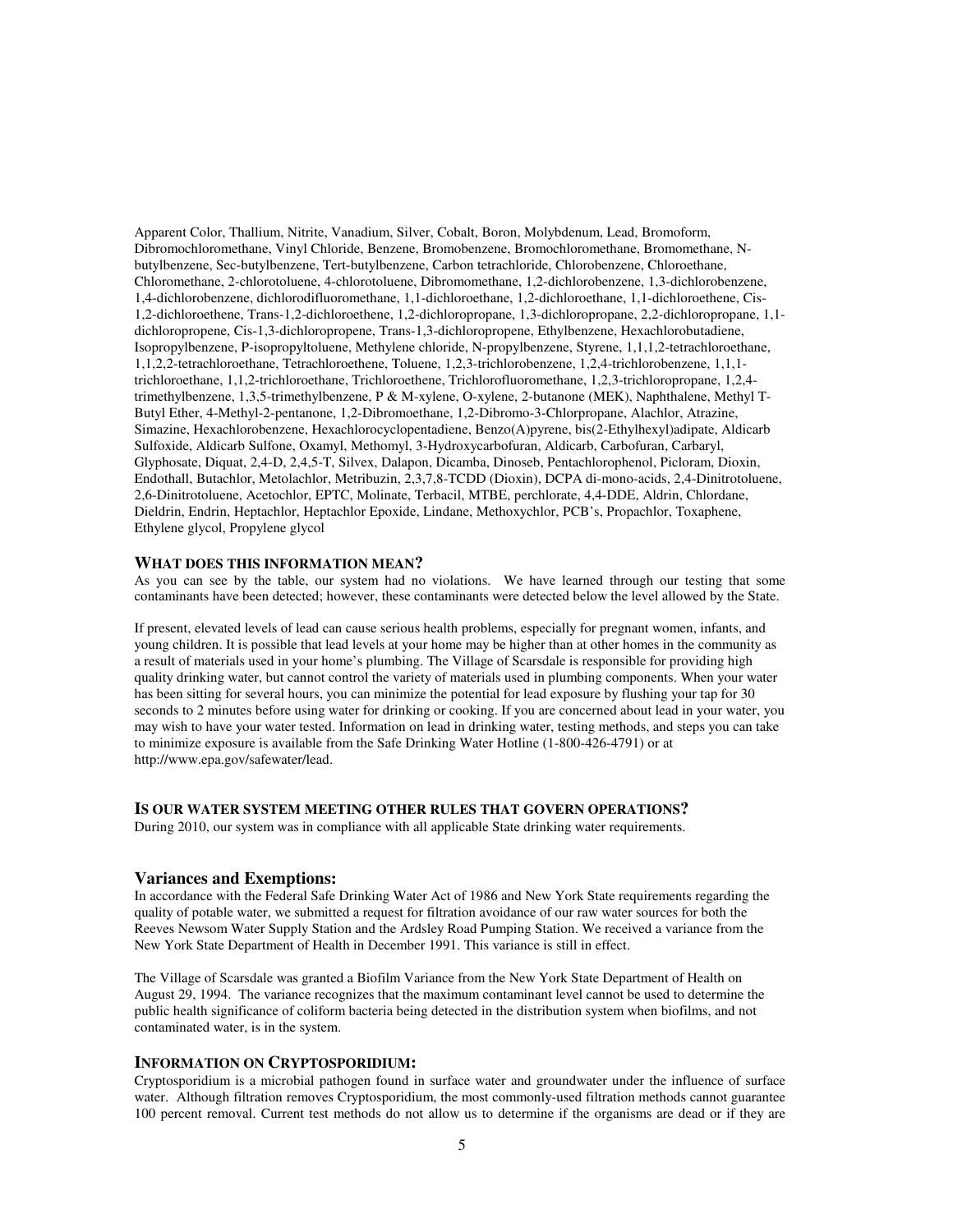Apparent Color, Thallium, Nitrite, Vanadium, Silver, Cobalt, Boron, Molybdenum, Lead, Bromoform, Dibromochloromethane, Vinyl Chloride, Benzene, Bromobenzene, Bromochloromethane, Bromomethane, N-butylbenzene, Sec-butylbenzene, Tert-butylbenzene, Carbon tetrachloride, Chlorobenzene, Chloroethane, Chloromethane, 2-chlorotoluene, 4-chlorotoluene, Dibromomethane, 1,2-dichlorobenzene, 1,3-dichlorobenzene, 1,4-dichlorobenzene, dichlorodifluoromethane, 1,1-dichloroethane, 1,2-dichloroethane, 1,1-dichloroethene, Cis-1,2-dichloroethene, Trans-1,2-dichloroethene, 1,2-dichloropropane, 1,3-dichloropropane, 2,2-dichloropropane, 1,1-dichloropropene, Cis-1,3-dichloropropene, Trans-1,3-dichloropropene, Ethylbenzene, Hexachlorobutadiene, Isopropylbenzene, P-isopropyltoluene, Methylene chloride, N-propylbenzene, Styrene, 1,1,1,2-tetrachloroethane, 1,1,2,2-tetrachloroethane, Tetrachloroethene, Toluene, 1,2,3-trichlorobenzene, 1,2,4-trichlorobenzene, 1,1,1-trichloroethane, 1,1,2-trichloroethane, Trichloroethene, Trichlorofluoromethane, 1,2,3-trichloropropane, 1,2,4-trimethylbenzene, 1,3,5-trimethylbenzene, P & M-xylene, O-xylene, 2-butanone (MEK), Naphthalene, Methyl T-Butyl Ether, 4-Methyl-2-pentanone, 1,2-Dibromoethane, 1,2-Dibromo-3-Chlorpropane, Alachlor, Atrazine, Simazine, Hexachlorobenzene, Hexachlorocyclopentadiene, Benzo(A)pyrene, bis(2-Ethylhexyl)adipate, Aldicarb Sulfoxide, Aldicarb Sulfone, Oxamyl, Methomyl, 3-Hydroxycarbofuran, Aldicarb, Carbofuran, Carbaryl, Glyphosate, Diquat, 2,4-D, 2,4,5-T, Silvex, Dalapon, Dicamba, Dinoseb, Pentachlorophenol, Picloram, Dioxin, Endothall, Butachlor, Metolachlor, Metribuzin, 2,3,7,8-TCDD (Dioxin), DCPA di-mono-acids, 2,4-Dinitrotoluene, 2,6-Dinitrotoluene, Acetochlor, EPTC, Molinate, Terbacil, MTBE, perchlorate, 4,4-DDE, Aldrin, Chlordane, Dieldrin, Endrin, Heptachlor, Heptachlor Epoxide, Lindane, Methoxychlor, PCB's, Propachlor, Toxaphene, Ethylene glycol, Propylene glycol

### WHAT DOES THIS INFORMATION MEAN?

As you can see by the table, our system had no violations. We have learned through our testing that some contaminants have been detected; however, these contaminants were detected below the level allowed by the State.

If present, elevated levels of lead can cause serious health problems, especially for pregnant women, infants, and young children. It is possible that lead levels at your home may be higher than at other homes in the community as a result of materials used in your home's plumbing. The Village of Scarsdale is responsible for providing high quality drinking water, but cannot control the variety of materials used in plumbing components. When your water has been sitting for several hours, you can minimize the potential for lead exposure by flushing your tap for 30 seconds to 2 minutes before using water for drinking or cooking. If you are concerned about lead in your water, you may wish to have your water tested. Information on lead in drinking water, testing methods, and steps you can take to minimize exposure is available from the Safe Drinking Water Hotline (1-800-426-4791) or at http://www.epa.gov/safewater/lead.

### IS OUR WATER SYSTEM MEETING OTHER RULES THAT GOVERN OPERATIONS?

During 2010, our system was in compliance with all applicable State drinking water requirements.

### Variances and Exemptions:

In accordance with the Federal Safe Drinking Water Act of 1986 and New York State requirements regarding the quality of potable water, we submitted a request for filtration avoidance of our raw water sources for both the Reeves Newsom Water Supply Station and the Ardsley Road Pumping Station. We received a variance from the New York State Department of Health in December 1991. This variance is still in effect.

The Village of Scarsdale was granted a Biofilm Variance from the New York State Department of Health on August 29, 1994. The variance recognizes that the maximum contaminant level cannot be used to determine the public health significance of coliform bacteria being detected in the distribution system when biofilms, and not contaminated water, is in the system.

### INFORMATION ON CRYPTOSPORIDIUM:

Cryptosporidium is a microbial pathogen found in surface water and groundwater under the influence of surface water. Although filtration removes Cryptosporidium, the most commonly-used filtration methods cannot guarantee 100 percent removal. Current test methods do not allow us to determine if the organisms are dead or if they are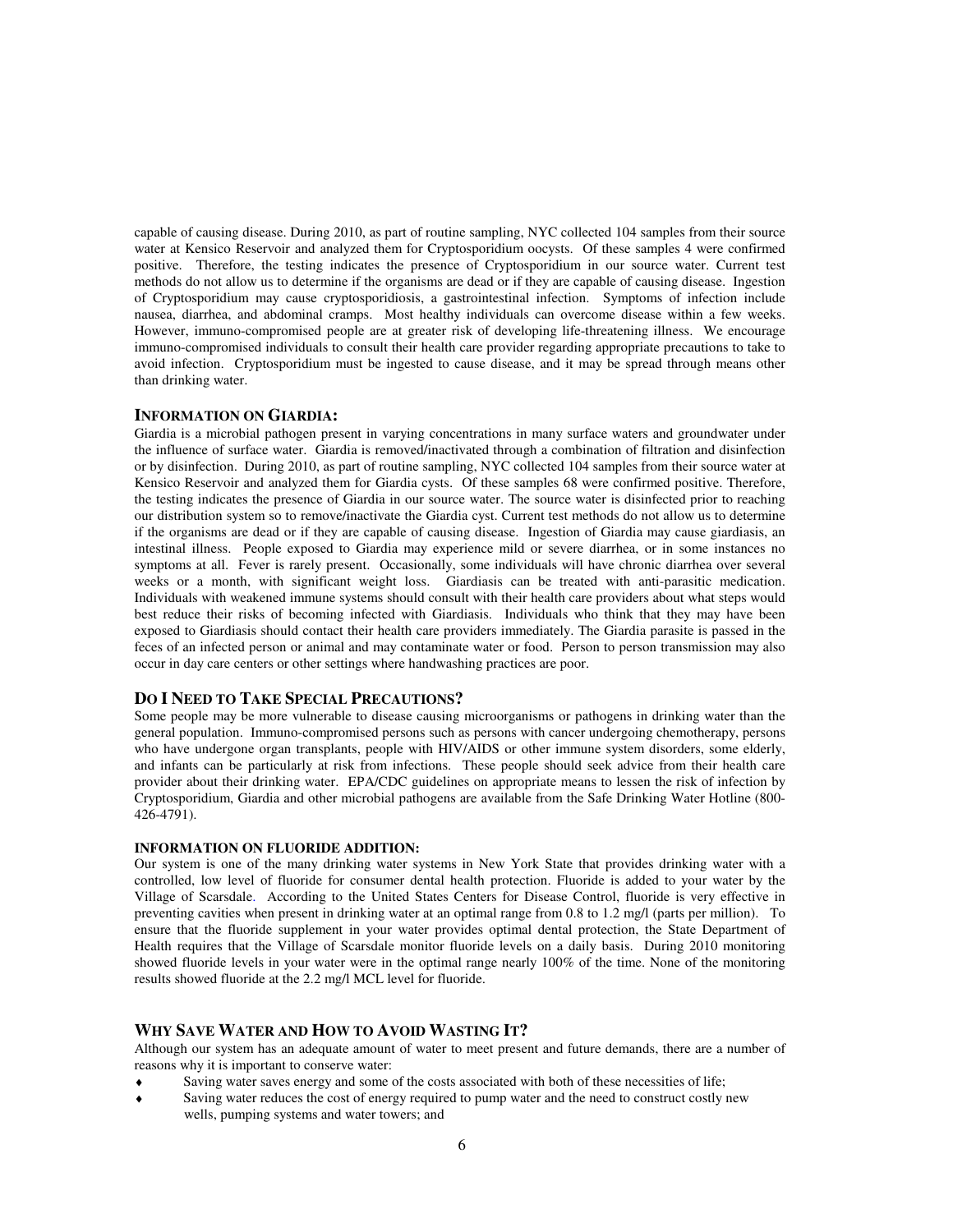capable of causing disease. During 2010, as part of routine sampling, NYC collected 104 samples from their source water at Kensico Reservoir and analyzed them for Cryptosporidium oocysts. Of these samples 4 were confirmed positive. Therefore, the testing indicates the presence of Cryptosporidium in our source water. Current test methods do not allow us to determine if the organisms are dead or if they are capable of causing disease. Ingestion of Cryptosporidium may cause cryptosporidiosis, a gastrointestinal infection. Symptoms of infection include nausea, diarrhea, and abdominal cramps. Most healthy individuals can overcome disease within a few weeks. However, immuno-compromised people are at greater risk of developing life-threatening illness. We encourage immuno-compromised individuals to consult their health care provider regarding appropriate precautions to take to avoid infection. Cryptosporidium must be ingested to cause disease, and it may be spread through means other than drinking water.

## INFORMATION ON GIARDIA:

Giardia is a microbial pathogen present in varying concentrations in many surface waters and groundwater under the influence of surface water. Giardia is removed/inactivated through a combination of filtration and disinfection or by disinfection. During 2010, as part of routine sampling, NYC collected 104 samples from their source water at Kensico Reservoir and analyzed them for Giardia cysts. Of these samples 68 were confirmed positive. Therefore, the testing indicates the presence of Giardia in our source water. The source water is disinfected prior to reaching our distribution system so to remove/inactivate the Giardia cyst. Current test methods do not allow us to determine if the organisms are dead or if they are capable of causing disease. Ingestion of Giardia may cause giardiasis, an intestinal illness. People exposed to Giardia may experience mild or severe diarrhea, or in some instances no symptoms at all. Fever is rarely present. Occasionally, some individuals will have chronic diarrhea over several weeks or a month, with significant weight loss. Giardiasis can be treated with anti-parasitic medication. Individuals with weakened immune systems should consult with their health care providers about what steps would best reduce their risks of becoming infected with Giardiasis. Individuals who think that they may have been exposed to Giardiasis should contact their health care providers immediately. The Giardia parasite is passed in the feces of an infected person or animal and may contaminate water or food. Person to person transmission may also occur in day care centers or other settings where handwashing practices are poor.

## DO I NEED TO TAKE SPECIAL PRECAUTIONS?

Some people may be more vulnerable to disease causing microorganisms or pathogens in drinking water than the general population. Immuno-compromised persons such as persons with cancer undergoing chemotherapy, persons who have undergone organ transplants, people with HIV/AIDS or other immune system disorders, some elderly, and infants can be particularly at risk from infections. These people should seek advice from their health care provider about their drinking water. EPA/CDC guidelines on appropriate means to lessen the risk of infection by Cryptosporidium, Giardia and other microbial pathogens are available from the Safe Drinking Water Hotline (800-426-4791).

### INFORMATION ON FLUORIDE ADDITION:

Our system is one of the many drinking water systems in New York State that provides drinking water with a controlled, low level of fluoride for consumer dental health protection. Fluoride is added to your water by the Village of Scarsdale. According to the United States Centers for Disease Control, fluoride is very effective in preventing cavities when present in drinking water at an optimal range from 0.8 to 1.2 mg/l (parts per million). To ensure that the fluoride supplement in your water provides optimal dental protection, the State Department of Health requires that the Village of Scarsdale monitor fluoride levels on a daily basis. During 2010 monitoring showed fluoride levels in your water were in the optimal range nearly 100% of the time. None of the monitoring results showed fluoride at the 2.2 mg/l MCL level for fluoride.

## WHY SAVE WATER AND HOW TO AVOID WASTING IT?

Although our system has an adequate amount of water to meet present and future demands, there are a number of reasons why it is important to conserve water:

- Saving water saves energy and some of the costs associated with both of these necessities of life;
- Saving water reduces the cost of energy required to pump water and the need to construct costly new wells, pumping systems and water towers; and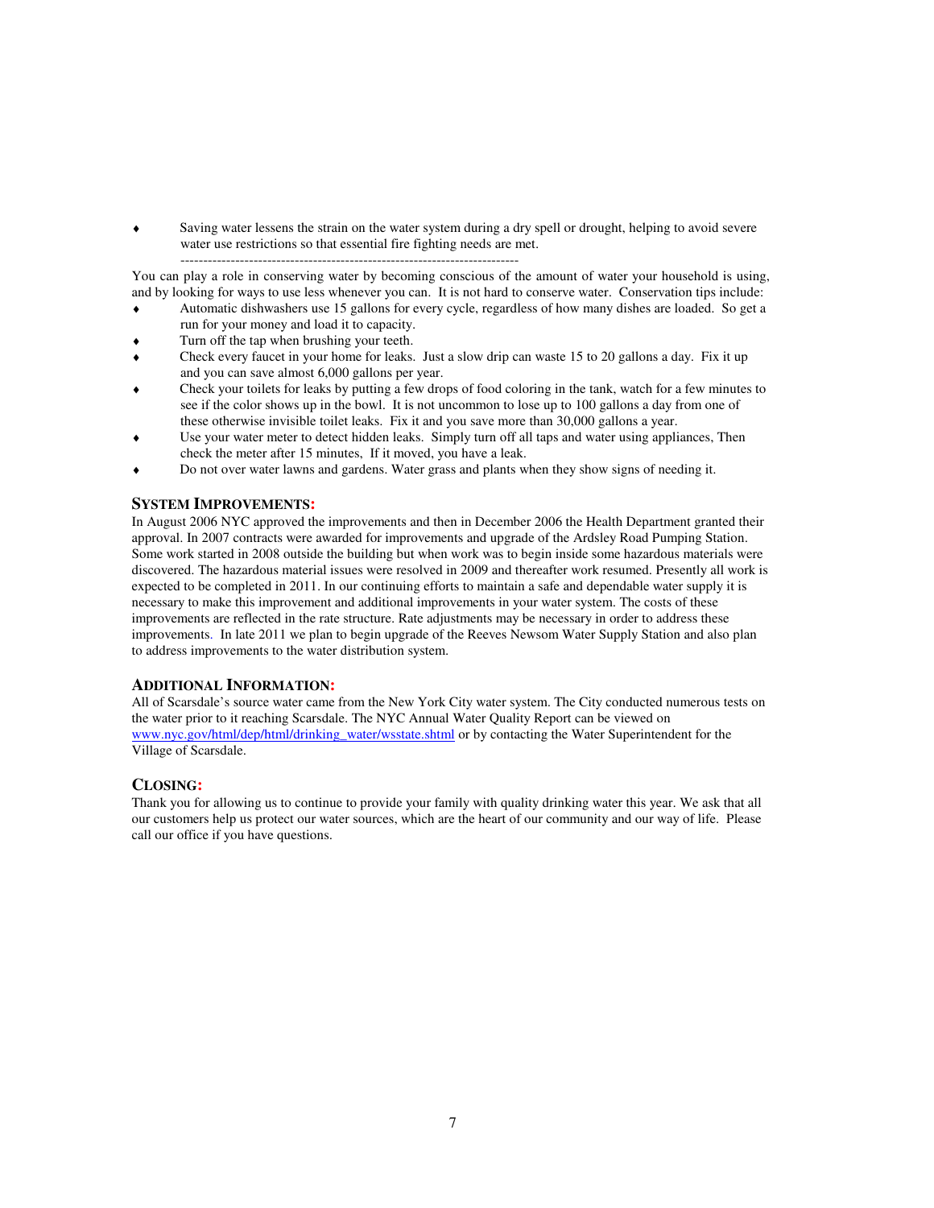- Saving water lessens the strain on the water system during a dry spell or drought, helping to avoid severe water use restrictions so that essential fire fighting needs are met.

--------------------------------------------------------------------------

You can play a role in conserving water by becoming conscious of the amount of water your household is using, and by looking for ways to use less whenever you can. It is not hard to conserve water. Conservation tips include:

- Automatic dishwashers use 15 gallons for every cycle, regardless of how many dishes are loaded. So get a run for your money and load it to capacity.
- Turn off the tap when brushing your teeth.
- Check every faucet in your home for leaks. Just a slow drip can waste 15 to 20 gallons a day. Fix it up and you can save almost 6,000 gallons per year.
- Check your toilets for leaks by putting a few drops of food coloring in the tank, watch for a few minutes to see if the color shows up in the bowl. It is not uncommon to lose up to 100 gallons a day from one of these otherwise invisible toilet leaks. Fix it and you save more than 30,000 gallons a year.
- Use your water meter to detect hidden leaks. Simply turn off all taps and water using appliances, Then check the meter after 15 minutes, If it moved, you have a leak.
- Do not over water lawns and gardens. Water grass and plants when they show signs of needing it.

## SYSTEM IMPROVEMENTS:

In August 2006 NYC approved the improvements and then in December 2006 the Health Department granted their approval. In 2007 contracts were awarded for improvements and upgrade of the Ardsley Road Pumping Station. Some work started in 2008 outside the building but when work was to begin inside some hazardous materials were discovered. The hazardous material issues were resolved in 2009 and thereafter work resumed. Presently all work is expected to be completed in 2011. In our continuing efforts to maintain a safe and dependable water supply it is necessary to make this improvement and additional improvements in your water system. The costs of these improvements are reflected in the rate structure. Rate adjustments may be necessary in order to address these improvements. In late 2011 we plan to begin upgrade of the Reeves Newsom Water Supply Station and also plan to address improvements to the water distribution system.

## ADDITIONAL INFORMATION:

All of Scarsdale's source water came from the New York City water system. The City conducted numerous tests on the water prior to it reaching Scarsdale. The NYC Annual Water Quality Report can be viewed on www.nyc.gov/html/dep/html/drinking_water/wsstate.shtml or by contacting the Water Superintendent for the Village of Scarsdale.

## CLOSING:

Thank you for allowing us to continue to provide your family with quality drinking water this year. We ask that all our customers help us protect our water sources, which are the heart of our community and our way of life. Please call our office if you have questions.